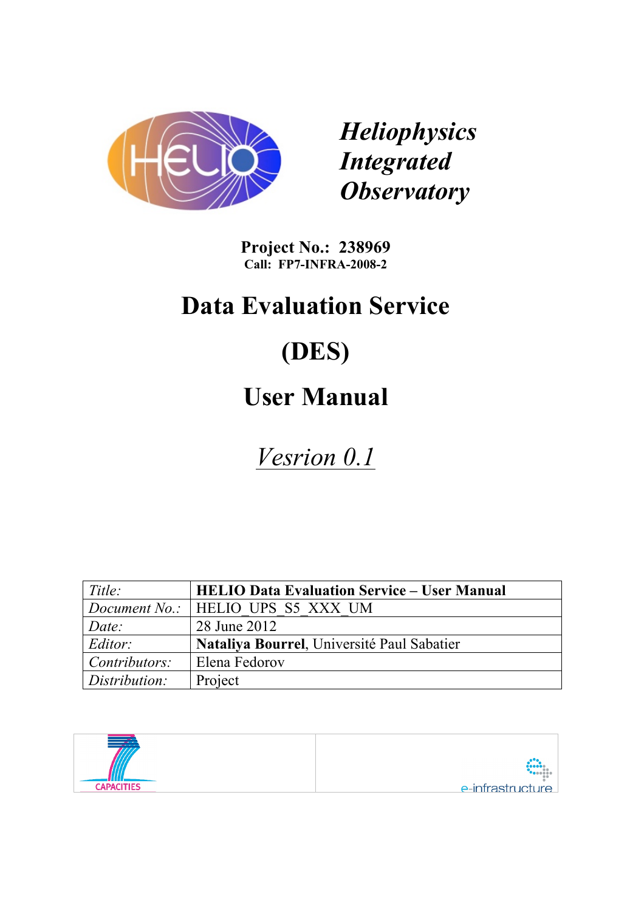***Heliophysics Integrated Observatory***

**Project No.: 238969**
**Call: FP7-INFRA-2008-2**

# Data Evaluation Service

# (DES)

# User Manual

*Vesrion 0.1*

| *Title:* | **HELIO Data Evaluation Service – User Manual** |
|---|---|
| *Document No.:* | HELIO_UPS_S5_XXX_UM |
| *Date:* | 28 June 2012 |
| *Editor:* | **Nataliya Bourrel**, Université Paul Sabatier |
| *Contributors:* | Elena Fedorov |
| *Distribution:* | Project |

CAPACITIES

e-infrastructure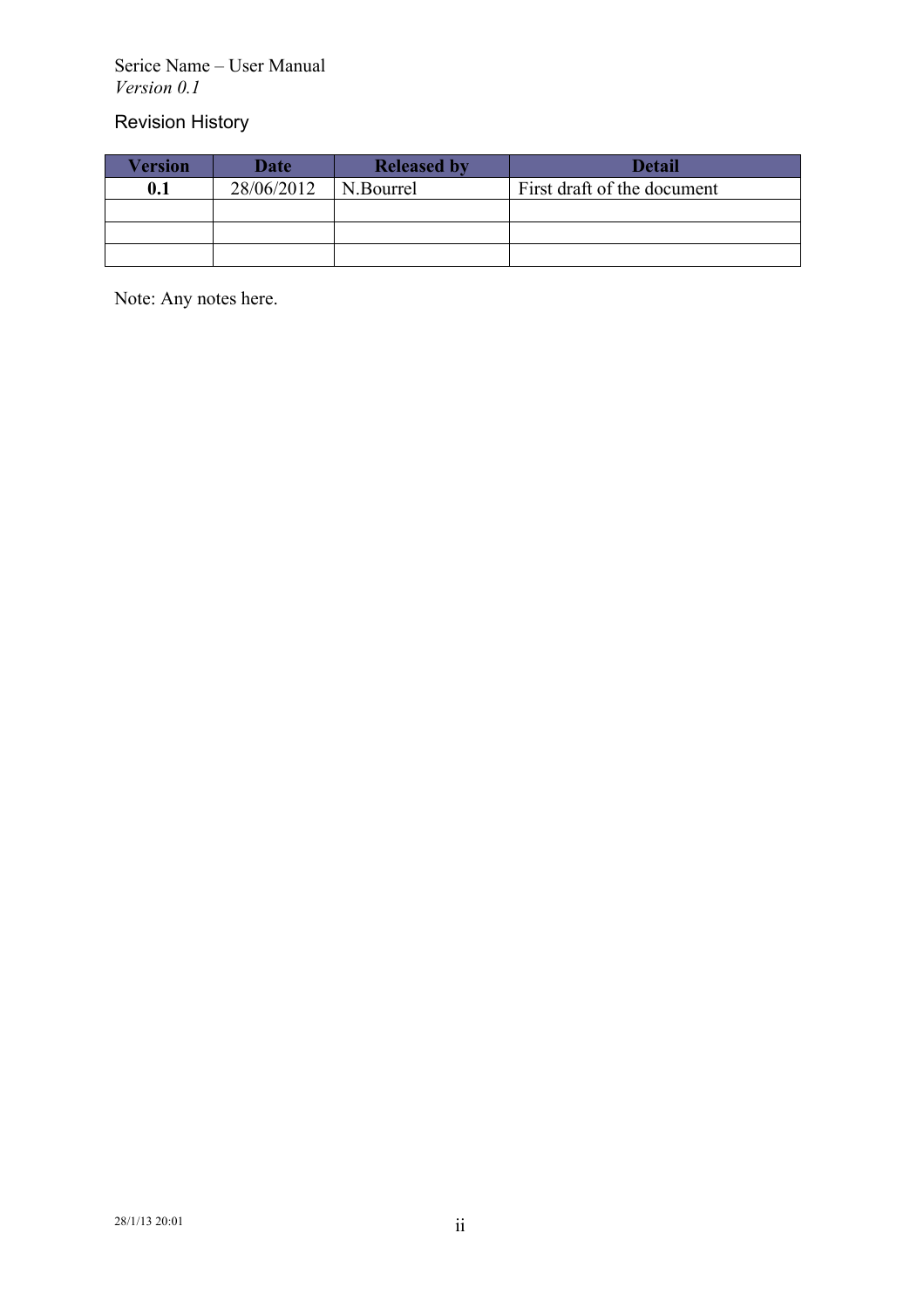## Revision History

| Version | Date | Released by | Detail |
| --- | --- | --- | --- |
| **0.1** | 28/06/2012 | N.Bourrel | First draft of the document |
| | | | |
| | | | |
| | | | |

Note: Any notes here.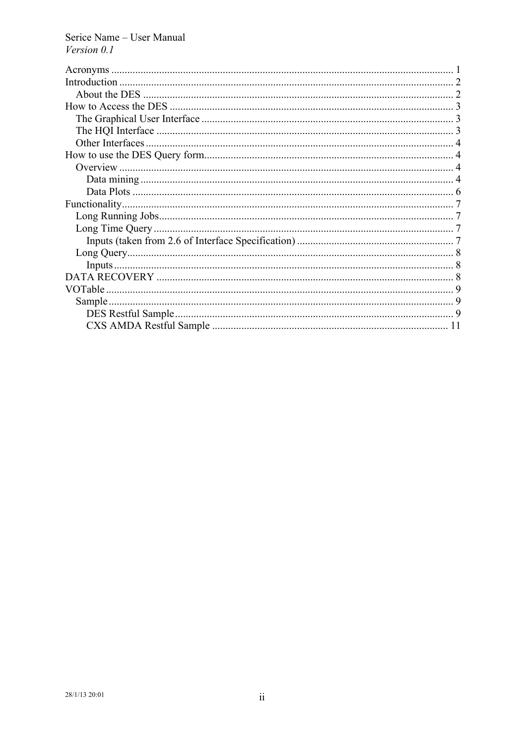Acronyms ............................................................................................................................ 1
Introduction ......................................................................................................................... 2
  About the DES ................................................................................................................ 2
How to Access the DES ...................................................................................................... 3
  The Graphical User Interface .......................................................................................... 3
  The HQI Interface ........................................................................................................... 3
  Other Interfaces ............................................................................................................... 4
How to use the DES Query form......................................................................................... 4
  Overview ......................................................................................................................... 4
    Data mining .................................................................................................................. 4
    Data Plots ..................................................................................................................... 6
Functionality........................................................................................................................ 7
  Long Running Jobs.......................................................................................................... 7
  Long Time Query ............................................................................................................ 7
    Inputs (taken from 2.6 of Interface Specification) ........................................................ 7
  Long Query....................................................................................................................... 8
    Inputs ............................................................................................................................ 8
DATA RECOVERY ............................................................................................................ 8
VOTable ............................................................................................................................... 9
  Sample .............................................................................................................................. 9
    DES Restful Sample ..................................................................................................... 9
    CXS AMDA Restful Sample ....................................................................................... 11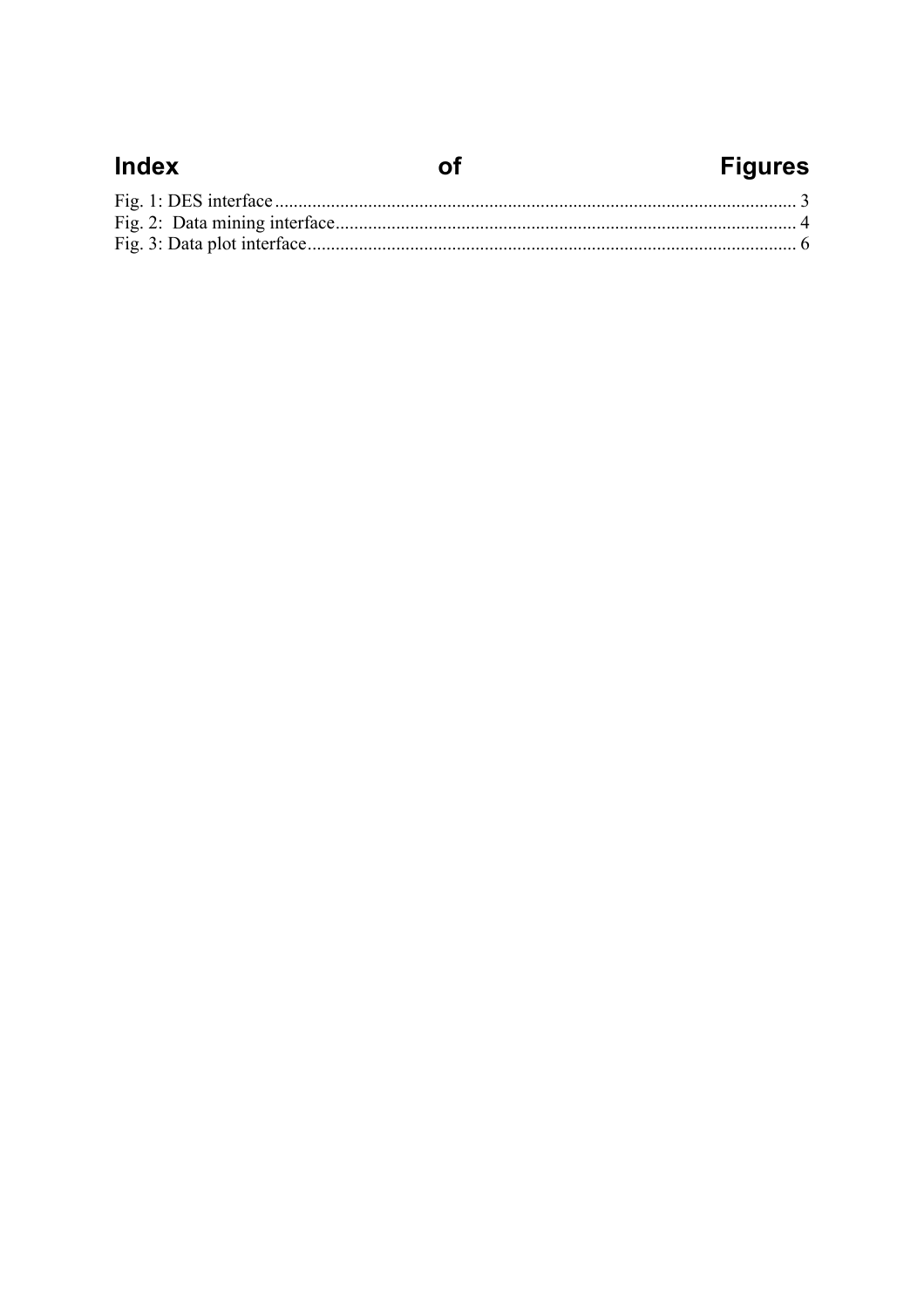# Index of Figures

Fig. 1: DES interface ........................................................................................................ 3
Fig. 2: Data mining interface............................................................................................. 4
Fig. 3: Data plot interface.................................................................................................. 6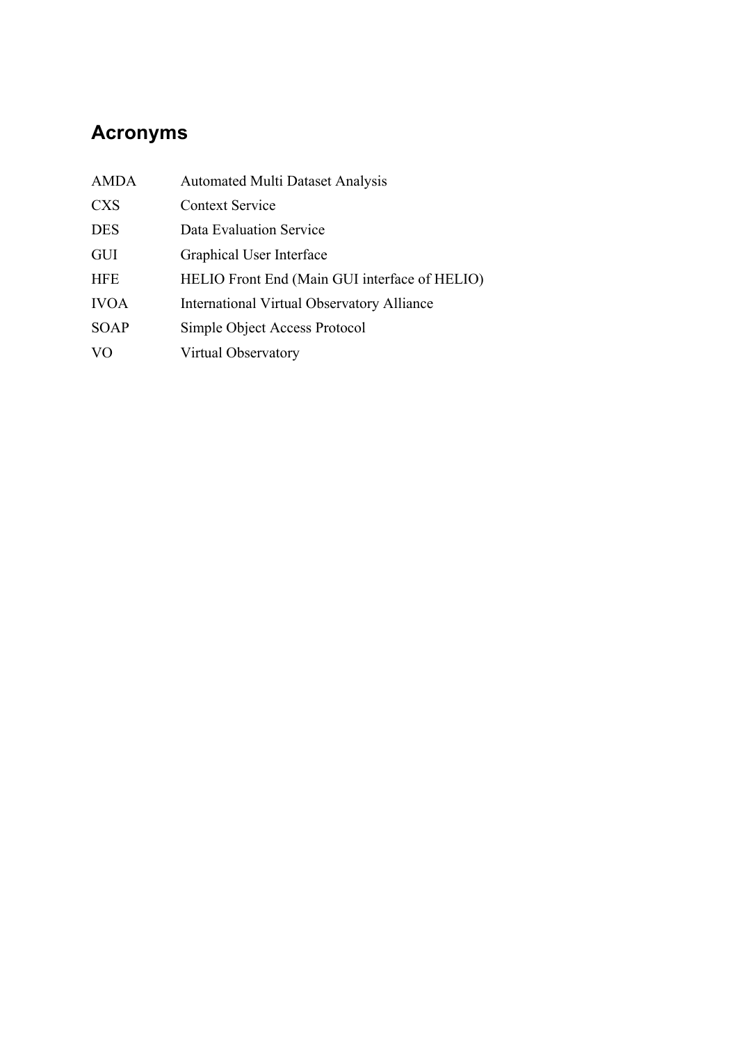## Acronyms

| | |
|---|---|
| AMDA | Automated Multi Dataset Analysis |
| CXS | Context Service |
| DES | Data Evaluation Service |
| GUI | Graphical User Interface |
| HFE | HELIO Front End (Main GUI interface of HELIO) |
| IVOA | International Virtual Observatory Alliance |
| SOAP | Simple Object Access Protocol |
| VO | Virtual Observatory |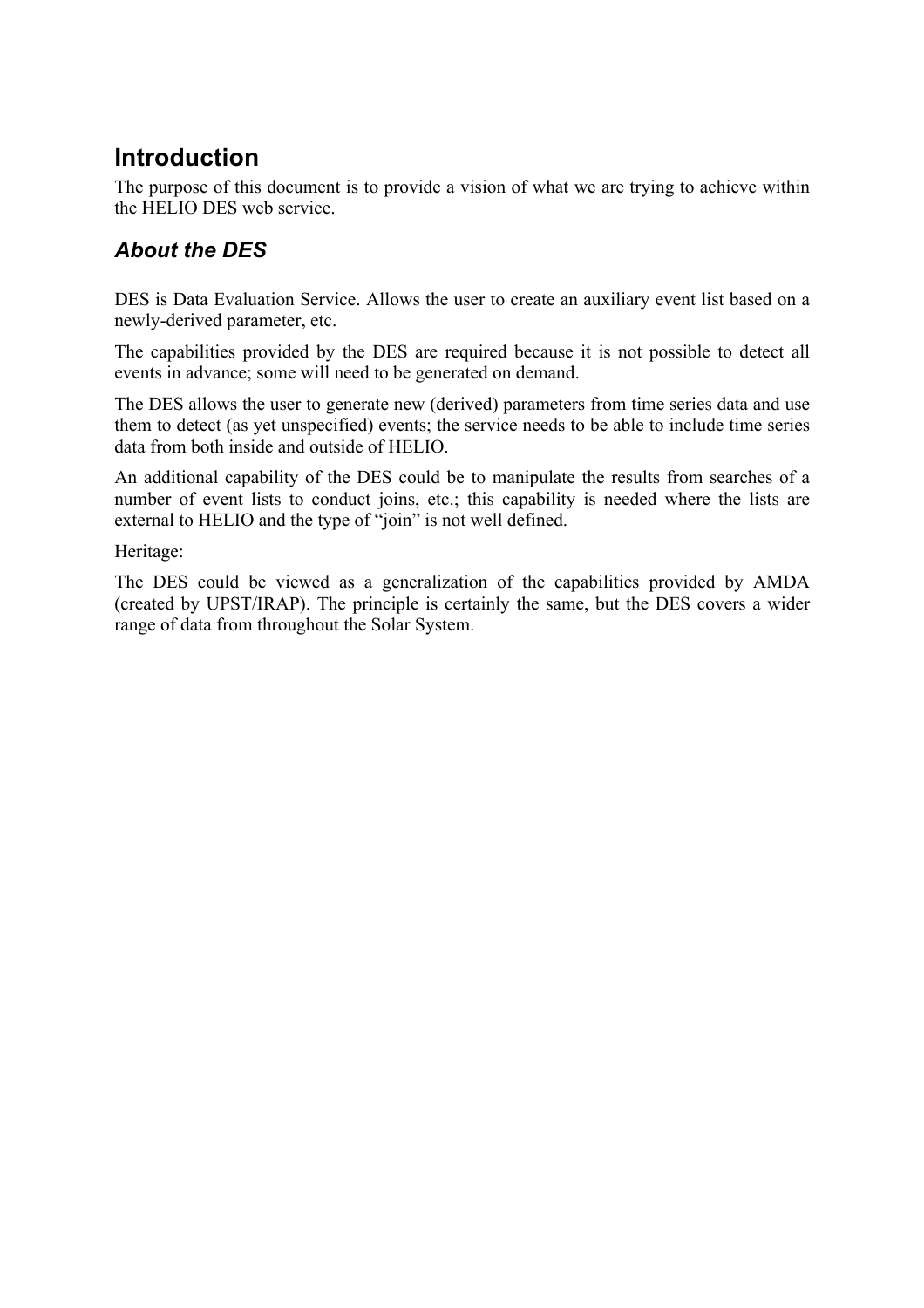# Introduction

The purpose of this document is to provide a vision of what we are trying to achieve within the HELIO DES web service.

## *About the DES*

DES is Data Evaluation Service. Allows the user to create an auxiliary event list based on a newly-derived parameter, etc.

The capabilities provided by the DES are required because it is not possible to detect all events in advance; some will need to be generated on demand.

The DES allows the user to generate new (derived) parameters from time series data and use them to detect (as yet unspecified) events; the service needs to be able to include time series data from both inside and outside of HELIO.

An additional capability of the DES could be to manipulate the results from searches of a number of event lists to conduct joins, etc.; this capability is needed where the lists are external to HELIO and the type of "join" is not well defined.

Heritage:

The DES could be viewed as a generalization of the capabilities provided by AMDA (created by UPST/IRAP). The principle is certainly the same, but the DES covers a wider range of data from throughout the Solar System.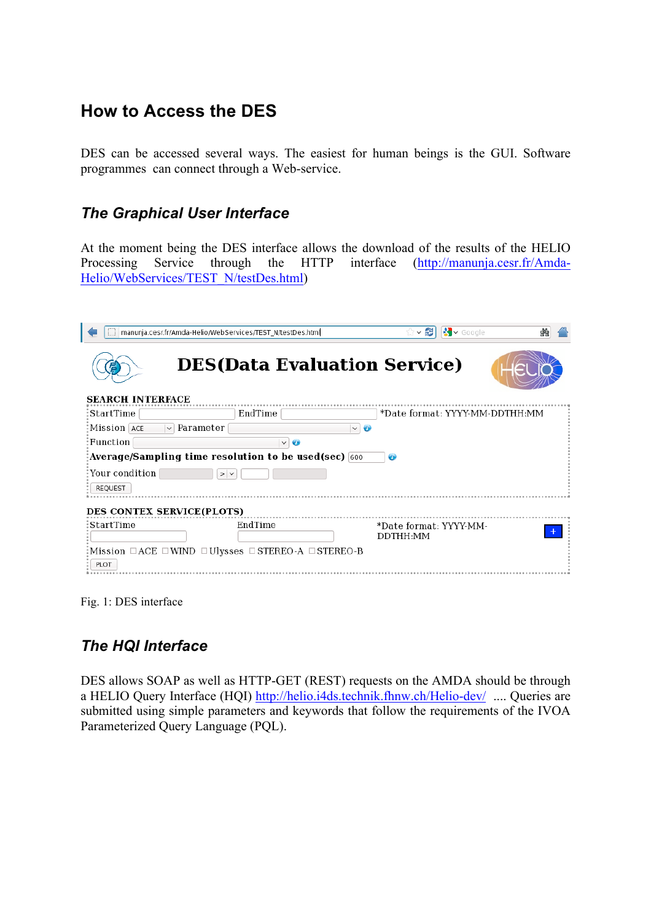## How to Access the DES

DES can be accessed several ways. The easiest for human beings is the GUI. Software programmes can connect through a Web-service.

### *The Graphical User Interface*

At the moment being the DES interface allows the download of the results of the HELIO Processing Service through the HTTP interface (http://manunja.cesr.fr/Amda-Helio/WebServices/TEST_N/testDes.html)

Fig. 1: DES interface

### *The HQI Interface*

DES allows SOAP as well as HTTP-GET (REST) requests on the AMDA should be through a HELIO Query Interface (HQI) http://helio.i4ds.technik.fhnw.ch/Helio-dev/ .... Queries are submitted using simple parameters and keywords that follow the requirements of the IVOA Parameterized Query Language (PQL).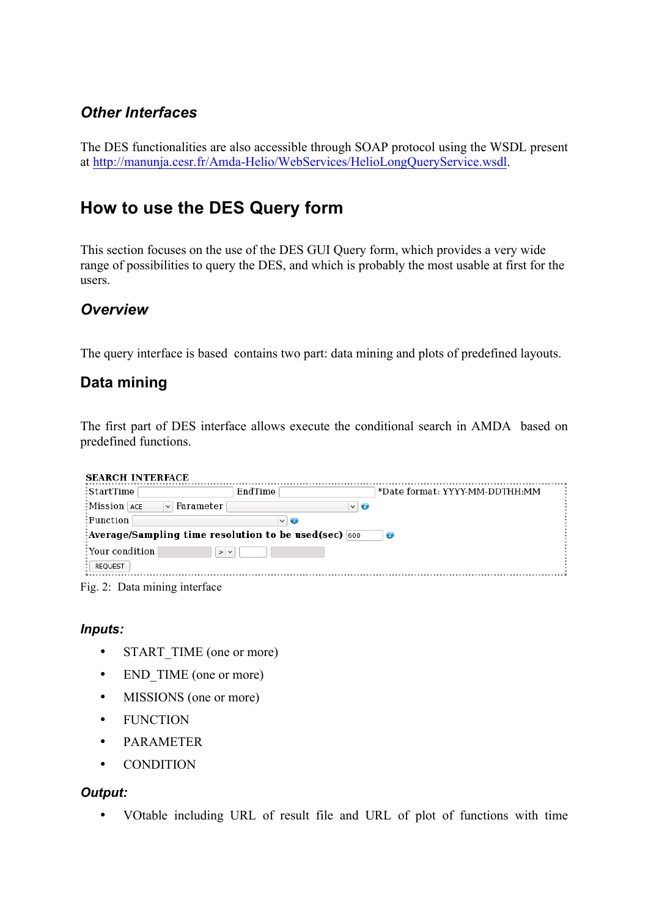### *Other Interfaces*

The DES functionalities are also accessible through SOAP protocol using the WSDL present at http://manunja.cesr.fr/Amda-Helio/WebServices/HelioLongQueryService.wsdl.

## How to use the DES Query form

This section focuses on the use of the DES GUI Query form, which provides a very wide range of possibilities to query the DES, and which is probably the most usable at first for the users.

### *Overview*

The query interface is based  contains two part: data mining and plots of predefined layouts.

### Data mining

The first part of DES interface allows execute the conditional search in AMDA  based on predefined functions.

**SEARCH INTERFACE**

StartTime [ ] EndTime [ ] *Date format: YYYY-MM-DDTHH:MM

Mission [ACE] Parameter [ ]

Function [ ]

**Average/Sampling time resolution to be used(sec)** [600]

Your condition [ ] [>] [ ] [ ]

[REQUEST]

Fig. 2:  Data mining interface

#### *Inputs:*

- START_TIME (one or more)
- END_TIME (one or more)
- MISSIONS (one or more)
- FUNCTION
- PARAMETER
- CONDITION

#### *Output:*

- VOtable including URL of result file and URL of plot of functions with time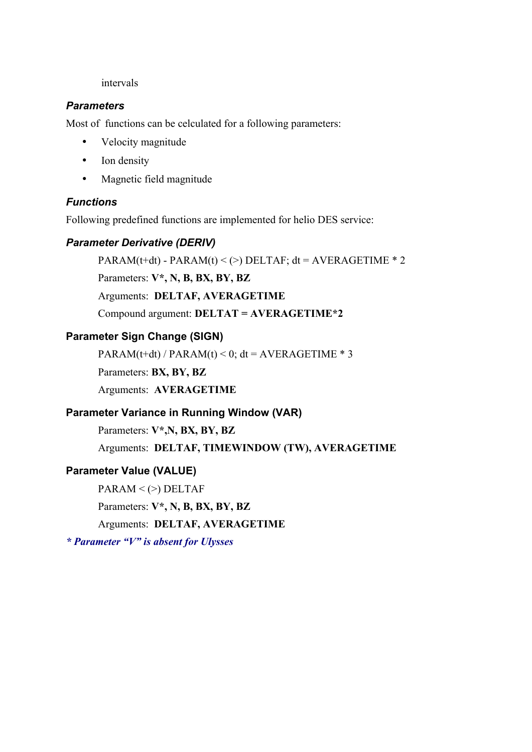intervals

### *Parameters*

Most of functions can be celculated for a following parameters:

- Velocity magnitude
- Ion density
- Magnetic field magnitude

### *Functions*

Following predefined functions are implemented for helio DES service:

### *Parameter Derivative (DERIV)*

PARAM(t+dt) - PARAM(t) < (>) DELTAF; dt = AVERAGETIME * 2

Parameters: **V*, N, B, BX, BY, BZ**

Arguments: **DELTAF, AVERAGETIME**

Compound argument: **DELTAT = AVERAGETIME*2**

### Parameter Sign Change (SIGN)

PARAM(t+dt) / PARAM(t) < 0; dt = AVERAGETIME * 3

Parameters: **BX, BY, BZ**

Arguments: **AVERAGETIME**

### Parameter Variance in Running Window (VAR)

Parameters: **V*,N, BX, BY, BZ**

Arguments: **DELTAF, TIMEWINDOW (TW), AVERAGETIME**

### Parameter Value (VALUE)

PARAM < (>) DELTAF

Parameters: **V*, N, B, BX, BY, BZ**

Arguments: **DELTAF, AVERAGETIME**

***\* Parameter "V" is absent for Ulysses***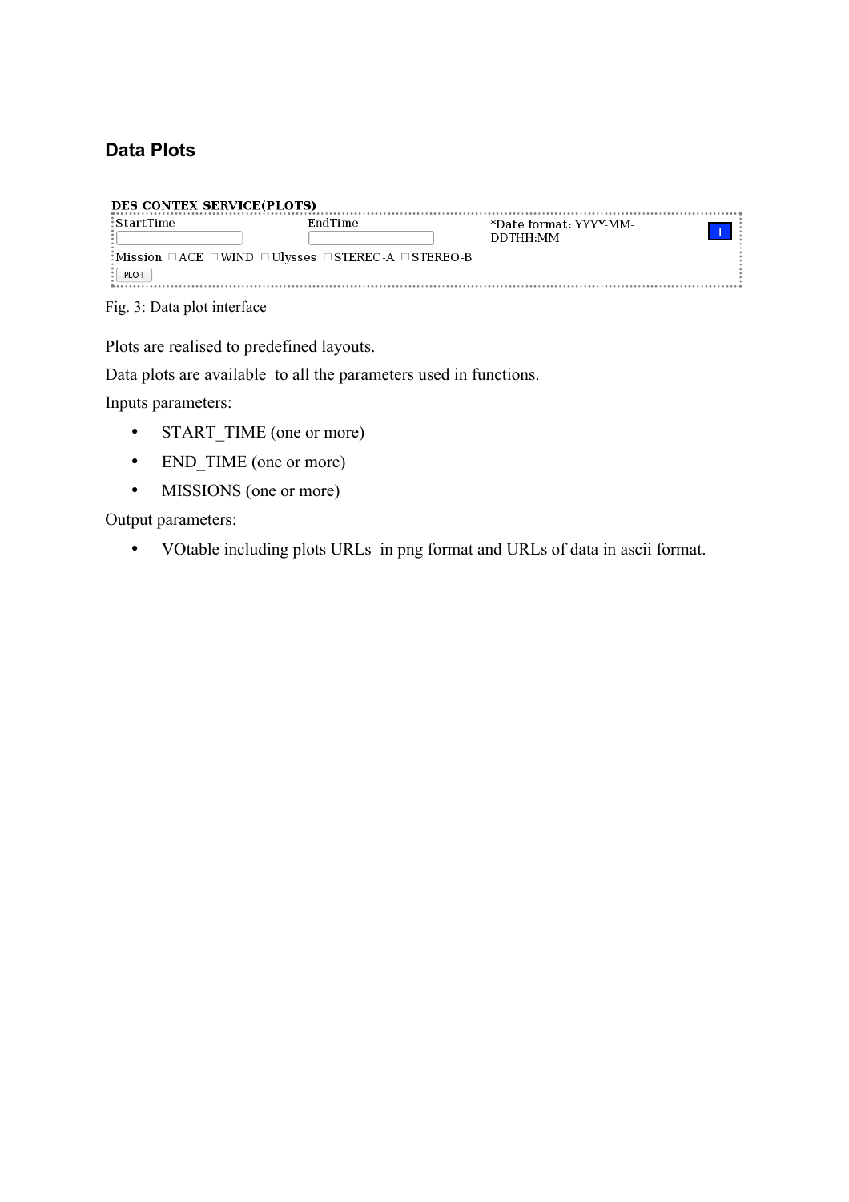### Data Plots

DES CONTEX SERVICE(PLOTS)

StartTime EndTime *Date format: YYYY-MM-DDTHH:MM

Mission ☐ACE ☐WIND ☐Ulysses ☐STEREO-A ☐STEREO-B

PLOT

Fig. 3: Data plot interface

Plots are realised to predefined layouts.

Data plots are available to all the parameters used in functions.

Inputs parameters:

- START_TIME (one or more)
- END_TIME (one or more)
- MISSIONS (one or more)

Output parameters:

- VOtable including plots URLs in png format and URLs of data in ascii format.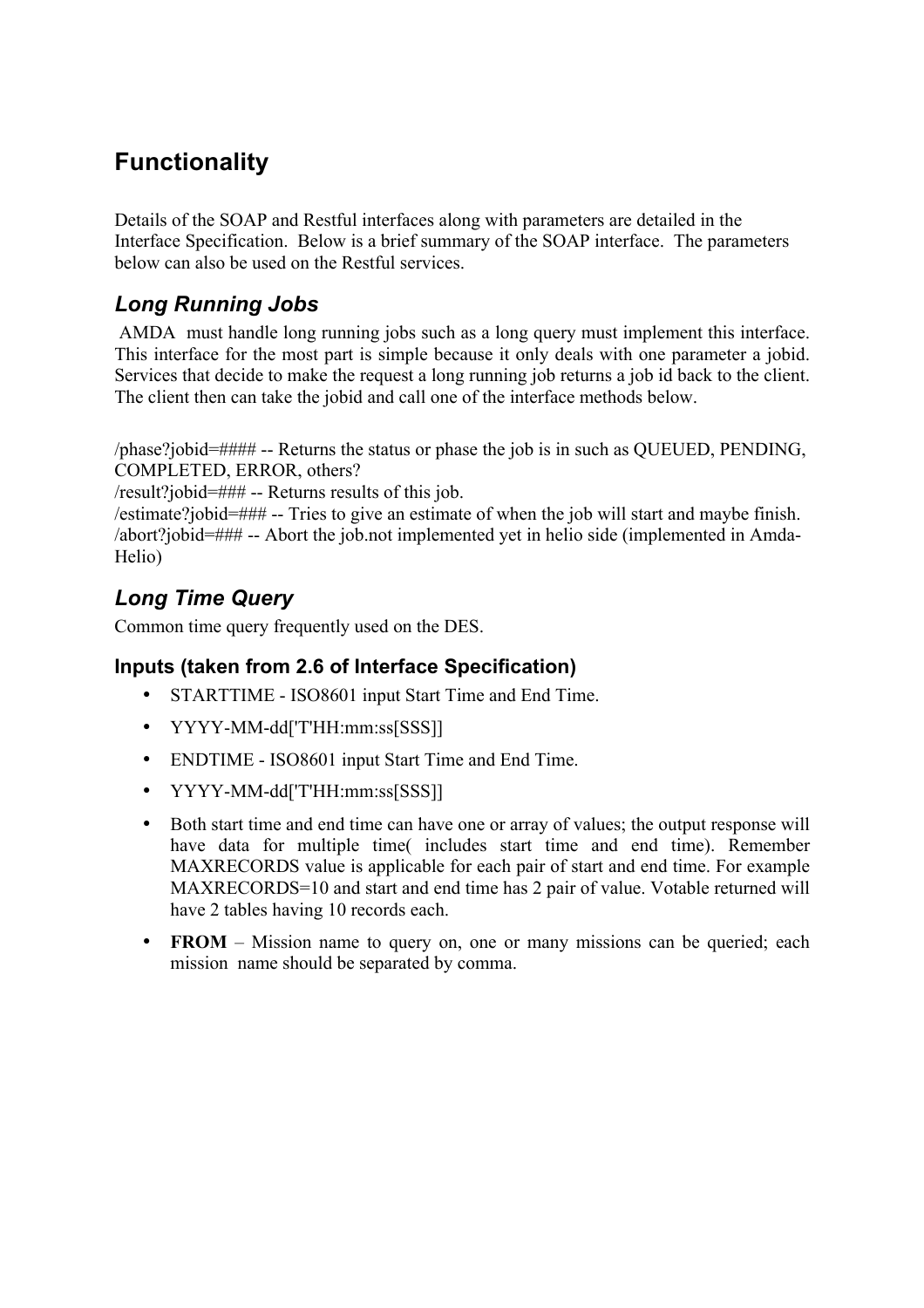# Functionality

Details of the SOAP and Restful interfaces along with parameters are detailed in the Interface Specification. Below is a brief summary of the SOAP interface. The parameters below can also be used on the Restful services.

## *Long Running Jobs*

AMDA must handle long running jobs such as a long query must implement this interface. This interface for the most part is simple because it only deals with one parameter a jobid. Services that decide to make the request a long running job returns a job id back to the client. The client then can take the jobid and call one of the interface methods below.

/phase?jobid=#### -- Returns the status or phase the job is in such as QUEUED, PENDING, COMPLETED, ERROR, others?
/result?jobid=### -- Returns results of this job.
/estimate?jobid=### -- Tries to give an estimate of when the job will start and maybe finish.
/abort?jobid=### -- Abort the job.not implemented yet in helio side (implemented in Amda-Helio)

## *Long Time Query*

Common time query frequently used on the DES.

### Inputs (taken from 2.6 of Interface Specification)

- STARTTIME - ISO8601 input Start Time and End Time.
- YYYY-MM-dd['T'HH:mm:ss[SSS]]
- ENDTIME - ISO8601 input Start Time and End Time.
- YYYY-MM-dd['T'HH:mm:ss[SSS]]
- Both start time and end time can have one or array of values; the output response will have data for multiple time( includes start time and end time). Remember MAXRECORDS value is applicable for each pair of start and end time. For example MAXRECORDS=10 and start and end time has 2 pair of value. Votable returned will have 2 tables having 10 records each.
- **FROM** – Mission name to query on, one or many missions can be queried; each mission name should be separated by comma.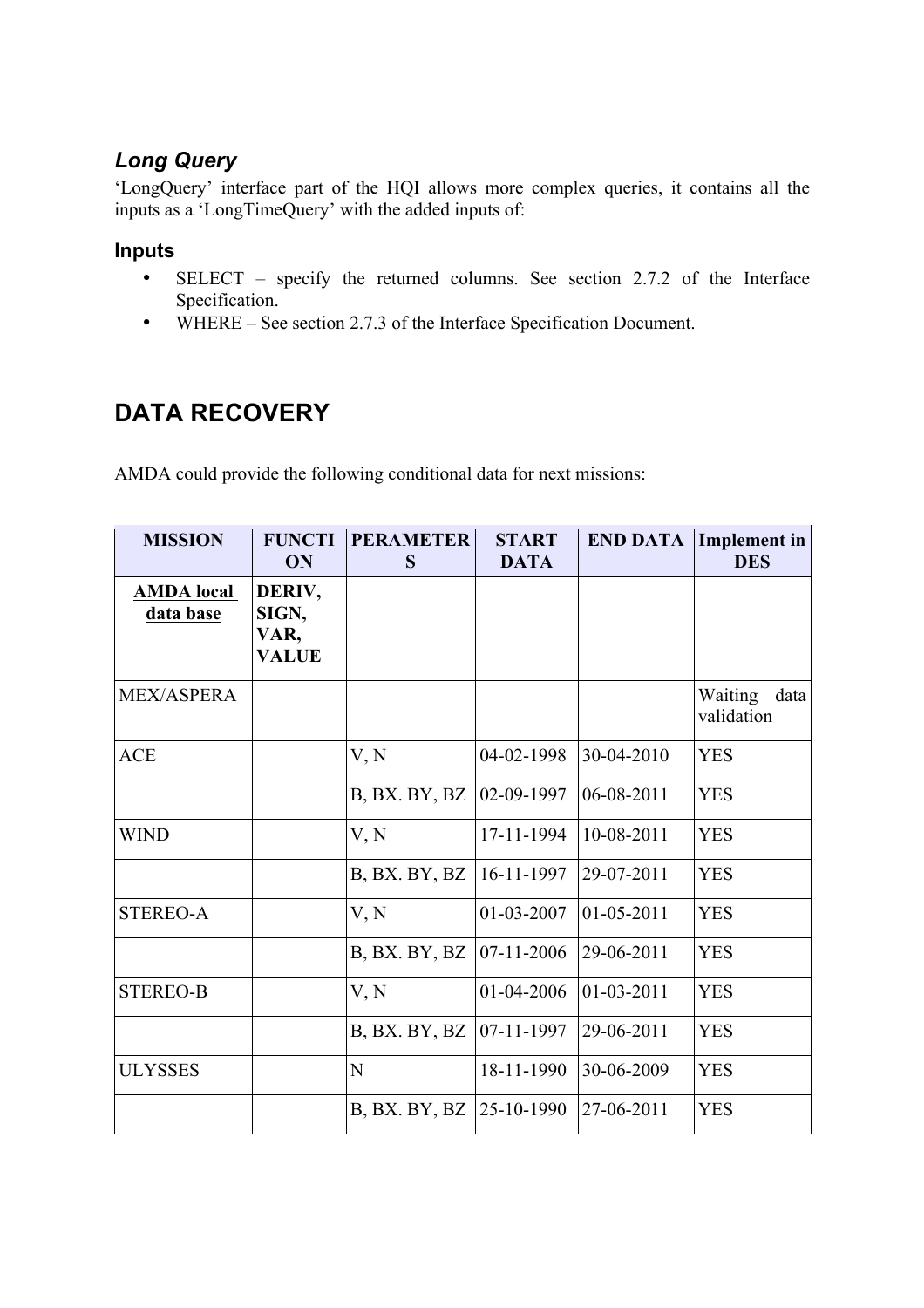### *Long Query*

'LongQuery' interface part of the HQI allows more complex queries, it contains all the inputs as a 'LongTimeQuery' with the added inputs of:

#### Inputs

- SELECT – specify the returned columns. See section 2.7.2 of the Interface Specification.
- WHERE – See section 2.7.3 of the Interface Specification Document.

## DATA RECOVERY

AMDA could provide the following conditional data for next missions:

| MISSION | FUNCTION | PERAMETERS | START DATA | END DATA | Implement in DES |
|---|---|---|---|---|---|
| **AMDA local data base** | **DERIV, SIGN, VAR, VALUE** | | | | |
| MEX/ASPERA | | | | | Waiting data validation |
| ACE | | V, N | 04-02-1998 | 30-04-2010 | YES |
| | | B, BX. BY, BZ | 02-09-1997 | 06-08-2011 | YES |
| WIND | | V, N | 17-11-1994 | 10-08-2011 | YES |
| | | B, BX. BY, BZ | 16-11-1997 | 29-07-2011 | YES |
| STEREO-A | | V, N | 01-03-2007 | 01-05-2011 | YES |
| | | B, BX. BY, BZ | 07-11-2006 | 29-06-2011 | YES |
| STEREO-B | | V, N | 01-04-2006 | 01-03-2011 | YES |
| | | B, BX. BY, BZ | 07-11-1997 | 29-06-2011 | YES |
| ULYSSES | | N | 18-11-1990 | 30-06-2009 | YES |
| | | B, BX. BY, BZ | 25-10-1990 | 27-06-2011 | YES |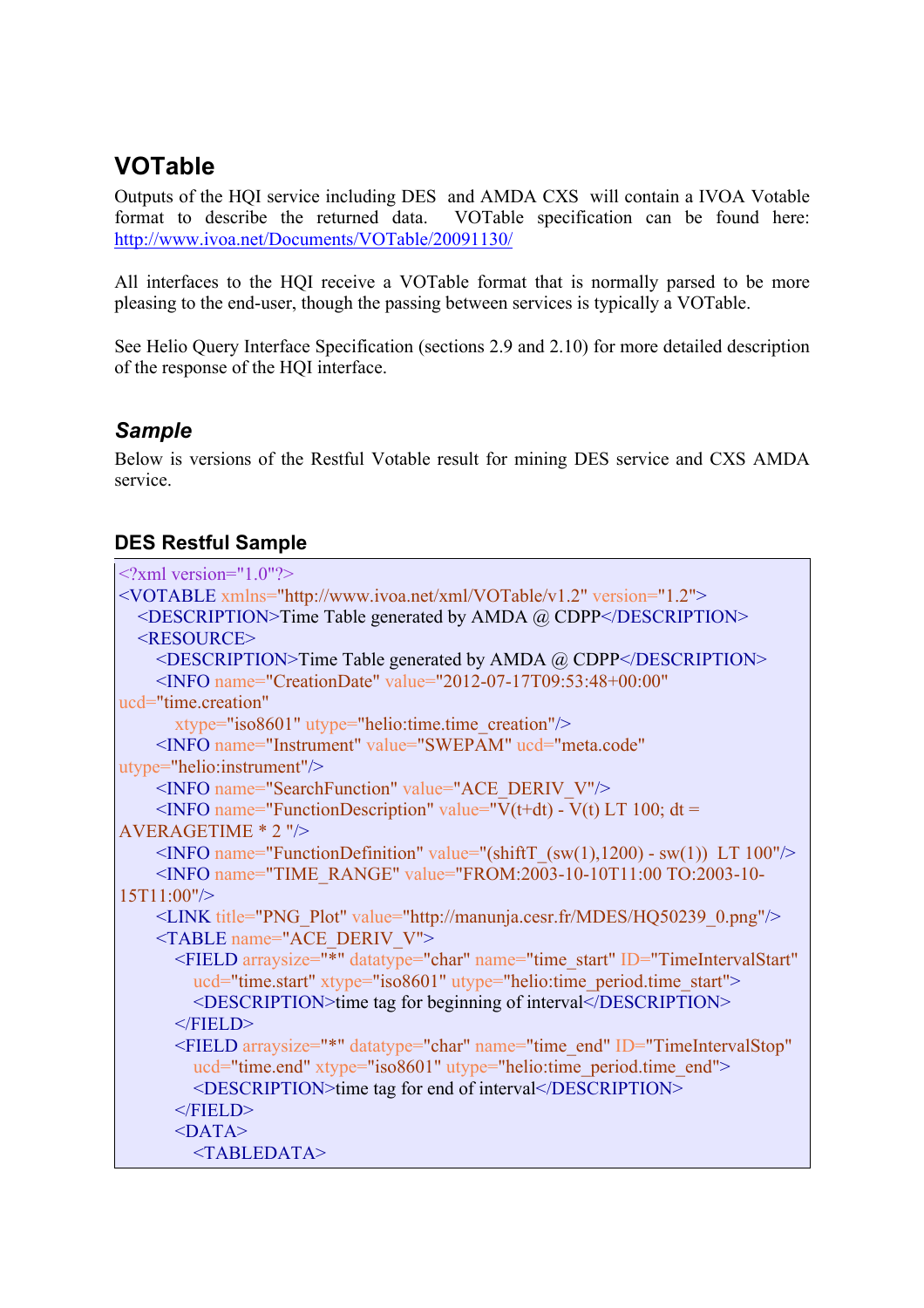## VOTable

Outputs of the HQI service including DES and AMDA CXS will contain a IVOA Votable format to describe the returned data. VOTable specification can be found here: http://www.ivoa.net/Documents/VOTable/20091130/

All interfaces to the HQI receive a VOTable format that is normally parsed to be more pleasing to the end-user, though the passing between services is typically a VOTable.

See Helio Query Interface Specification (sections 2.9 and 2.10) for more detailed description of the response of the HQI interface.

### *Sample*

Below is versions of the Restful Votable result for mining DES service and CXS AMDA service.

#### DES Restful Sample

```
<?xml version="1.0"?>
<VOTABLE xmlns="http://www.ivoa.net/xml/VOTable/v1.2" version="1.2">
  <DESCRIPTION>Time Table generated by AMDA @ CDPP</DESCRIPTION>
  <RESOURCE>
    <DESCRIPTION>Time Table generated by AMDA @ CDPP</DESCRIPTION>
    <INFO name="CreationDate" value="2012-07-17T09:53:48+00:00"
ucd="time.creation"
       xtype="iso8601" utype="helio:time.time_creation"/>
    <INFO name="Instrument" value="SWEPAM" ucd="meta.code"
utype="helio:instrument"/>
    <INFO name="SearchFunction" value="ACE_DERIV_V"/>
    <INFO name="FunctionDescription" value="V(t+dt) - V(t) LT 100; dt =
AVERAGETIME * 2 "/>
    <INFO name="FunctionDefinition" value="(shiftT_(sw(1),1200) - sw(1))  LT 100"/>
    <INFO name="TIME_RANGE" value="FROM:2003-10-10T11:00 TO:2003-10-
15T11:00"/>
    <LINK title="PNG_Plot" value="http://manunja.cesr.fr/MDES/HQ50239_0.png"/>
    <TABLE name="ACE_DERIV_V">
      <FIELD arraysize="*" datatype="char" name="time_start" ID="TimeIntervalStart"
        ucd="time.start" xtype="iso8601" utype="helio:time_period.time_start">
        <DESCRIPTION>time tag for beginning of interval</DESCRIPTION>
      </FIELD>
      <FIELD arraysize="*" datatype="char" name="time_end" ID="TimeIntervalStop"
        ucd="time.end" xtype="iso8601" utype="helio:time_period.time_end">
        <DESCRIPTION>time tag for end of interval</DESCRIPTION>
      </FIELD>
      <DATA>
        <TABLEDATA>
```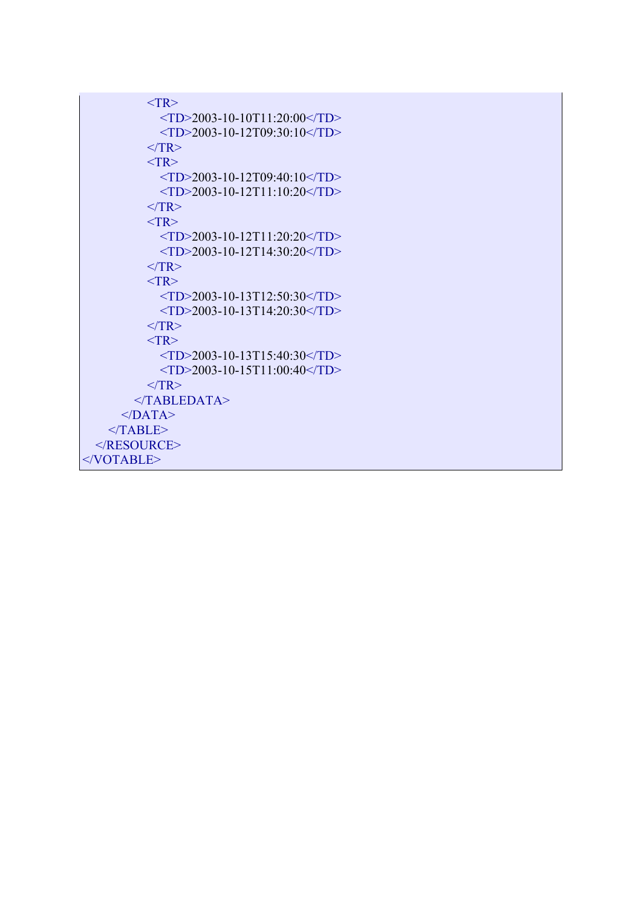```
            <TR>
               <TD>2003-10-10T11:20:00</TD>
               <TD>2003-10-12T09:30:10</TD>
            </TR>
            <TR>
               <TD>2003-10-12T09:40:10</TD>
               <TD>2003-10-12T11:10:20</TD>
            </TR>
            <TR>
               <TD>2003-10-12T11:20:20</TD>
               <TD>2003-10-12T14:30:20</TD>
            </TR>
            <TR>
               <TD>2003-10-13T12:50:30</TD>
               <TD>2003-10-13T14:20:30</TD>
            </TR>
            <TR>
               <TD>2003-10-13T15:40:30</TD>
               <TD>2003-10-15T11:00:40</TD>
            </TR>
          </TABLEDATA>
        </DATA>
      </TABLE>
   </RESOURCE>
</VOTABLE>
```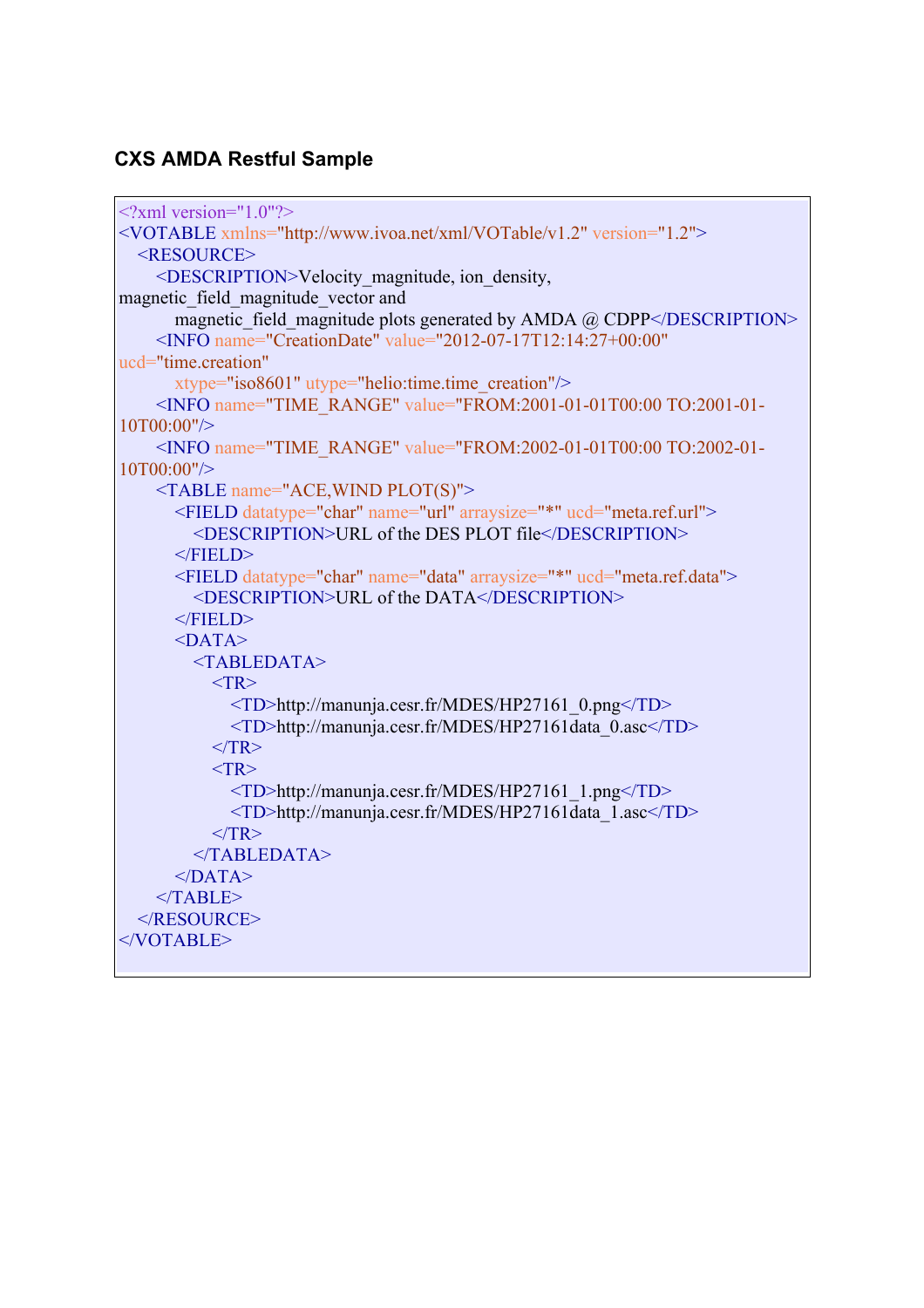### CXS AMDA Restful Sample

```xml
<?xml version="1.0"?>
<VOTABLE xmlns="http://www.ivoa.net/xml/VOTable/v1.2" version="1.2">
  <RESOURCE>
    <DESCRIPTION>Velocity_magnitude, ion_density,
magnetic_field_magnitude_vector and
        magnetic_field_magnitude plots generated by AMDA @ CDPP</DESCRIPTION>
    <INFO name="CreationDate" value="2012-07-17T12:14:27+00:00"
ucd="time.creation"
        xtype="iso8601" utype="helio:time.time_creation"/>
    <INFO name="TIME_RANGE" value="FROM:2001-01-01T00:00 TO:2001-01-
10T00:00"/>
    <INFO name="TIME_RANGE" value="FROM:2002-01-01T00:00 TO:2002-01-
10T00:00"/>
    <TABLE name="ACE,WIND PLOT(S)">
      <FIELD datatype="char" name="url" arraysize="*" ucd="meta.ref.url">
        <DESCRIPTION>URL of the DES PLOT file</DESCRIPTION>
      </FIELD>
      <FIELD datatype="char" name="data" arraysize="*" ucd="meta.ref.data">
        <DESCRIPTION>URL of the DATA</DESCRIPTION>
      </FIELD>
      <DATA>
        <TABLEDATA>
          <TR>
            <TD>http://manunja.cesr.fr/MDES/HP27161_0.png</TD>
            <TD>http://manunja.cesr.fr/MDES/HP27161data_0.asc</TD>
          </TR>
          <TR>
            <TD>http://manunja.cesr.fr/MDES/HP27161_1.png</TD>
            <TD>http://manunja.cesr.fr/MDES/HP27161data_1.asc</TD>
          </TR>
        </TABLEDATA>
      </DATA>
    </TABLE>
  </RESOURCE>
</VOTABLE>
```